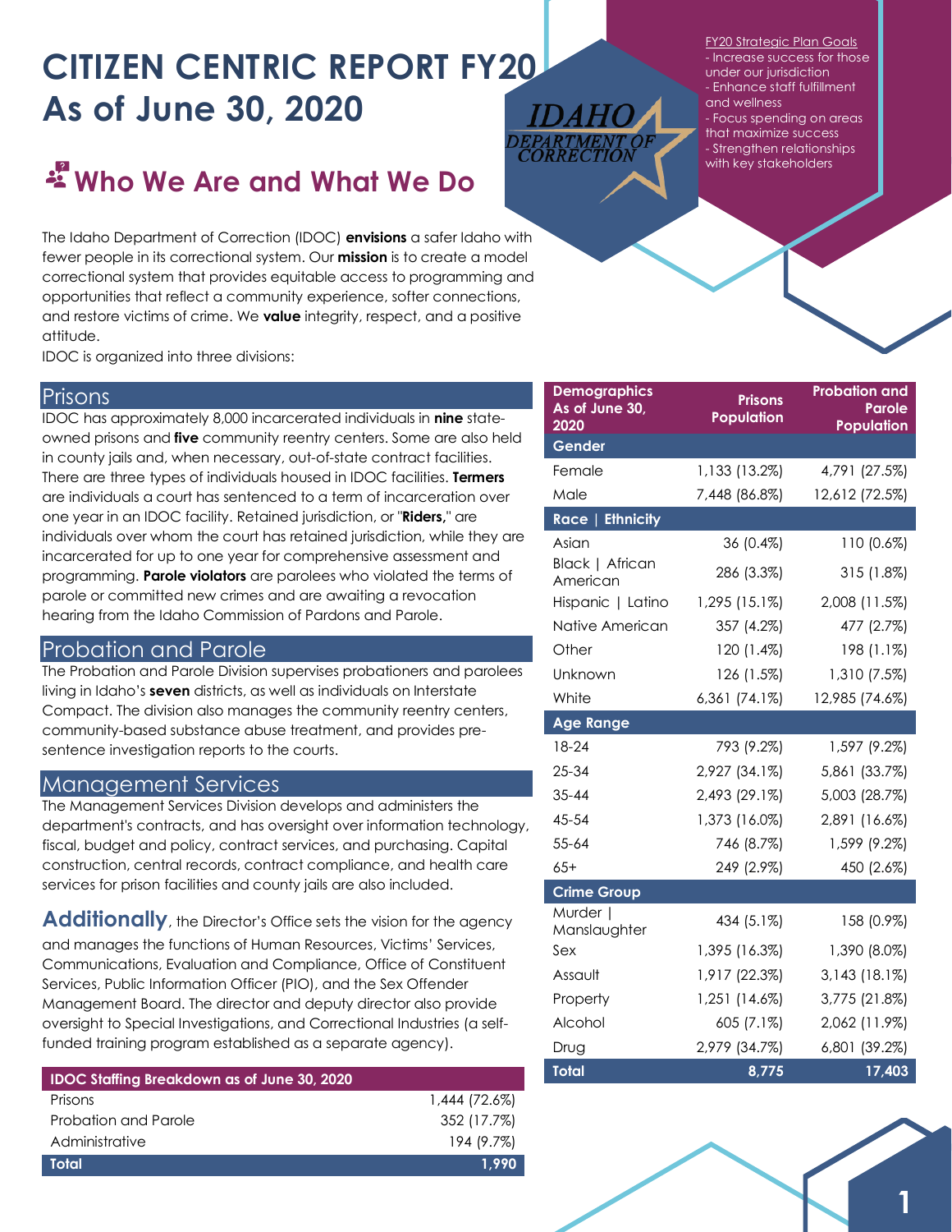# CITIZEN CENTRIC REPORT FY20
# As of June 30, 2020

FY20 Strategic Plan Goals
- Increase success for those under our jurisdiction
- Enhance staff fulfillment and wellness
- Focus spending on areas that maximize success
- Strengthen relationships with key stakeholders

## Who We Are and What We Do

The Idaho Department of Correction (IDOC) **envisions** a safer Idaho with fewer people in its correctional system. Our **mission** is to create a model correctional system that provides equitable access to programming and opportunities that reflect a community experience, softer connections, and restore victims of crime. We **value** integrity, respect, and a positive attitude.

IDOC is organized into three divisions:

### Prisons

IDOC has approximately 8,000 incarcerated individuals in **nine** state-owned prisons and **five** community reentry centers. Some are also held in county jails and, when necessary, out-of-state contract facilities. There are three types of individuals housed in IDOC facilities. **Termers** are individuals a court has sentenced to a term of incarceration over one year in an IDOC facility. Retained jurisdiction, or "**Riders,**" are individuals over whom the court has retained jurisdiction, while they are incarcerated for up to one year for comprehensive assessment and programming. **Parole violators** are parolees who violated the terms of parole or committed new crimes and are awaiting a revocation hearing from the Idaho Commission of Pardons and Parole.

### Probation and Parole

The Probation and Parole Division supervises probationers and parolees living in Idaho's **seven** districts, as well as individuals on Interstate Compact. The division also manages the community reentry centers, community-based substance abuse treatment, and provides pre-sentence investigation reports to the courts.

### Management Services

The Management Services Division develops and administers the department's contracts, and has oversight over information technology, fiscal, budget and policy, contract services, and purchasing. Capital construction, central records, contract compliance, and health care services for prison facilities and county jails are also included.

**Additionally**, the Director's Office sets the vision for the agency and manages the functions of Human Resources, Victims' Services, Communications, Evaluation and Compliance, Office of Constituent Services, Public Information Officer (PIO), and the Sex Offender Management Board. The director and deputy director also provide oversight to Special Investigations, and Correctional Industries (a self-funded training program established as a separate agency).

| IDOC Staffing Breakdown as of June 30, 2020 | |
|---|---|
| Prisons | 1,444 (72.6%) |
| Probation and Parole | 352 (17.7%) |
| Administrative | 194 (9.7%) |
| **Total** | **1,990** |

| Demographics As of June 30, 2020 | Prisons Population | Probation and Parole Population |
|---|---|---|
| **Gender** | | |
| Female | 1,133 (13.2%) | 4,791 (27.5%) |
| Male | 7,448 (86.8%) | 12,612 (72.5%) |
| **Race \| Ethnicity** | | |
| Asian | 36 (0.4%) | 110 (0.6%) |
| Black \| African American | 286 (3.3%) | 315 (1.8%) |
| Hispanic \| Latino | 1,295 (15.1%) | 2,008 (11.5%) |
| Native American | 357 (4.2%) | 477 (2.7%) |
| Other | 120 (1.4%) | 198 (1.1%) |
| Unknown | 126 (1.5%) | 1,310 (7.5%) |
| White | 6,361 (74.1%) | 12,985 (74.6%) |
| **Age Range** | | |
| 18-24 | 793 (9.2%) | 1,597 (9.2%) |
| 25-34 | 2,927 (34.1%) | 5,861 (33.7%) |
| 35-44 | 2,493 (29.1%) | 5,003 (28.7%) |
| 45-54 | 1,373 (16.0%) | 2,891 (16.6%) |
| 55-64 | 746 (8.7%) | 1,599 (9.2%) |
| 65+ | 249 (2.9%) | 450 (2.6%) |
| **Crime Group** | | |
| Murder \| Manslaughter | 434 (5.1%) | 158 (0.9%) |
| Sex | 1,395 (16.3%) | 1,390 (8.0%) |
| Assault | 1,917 (22.3%) | 3,143 (18.1%) |
| Property | 1,251 (14.6%) | 3,775 (21.8%) |
| Alcohol | 605 (7.1%) | 2,062 (11.9%) |
| Drug | 2,979 (34.7%) | 6,801 (39.2%) |
| **Total** | **8,775** | **17,403** |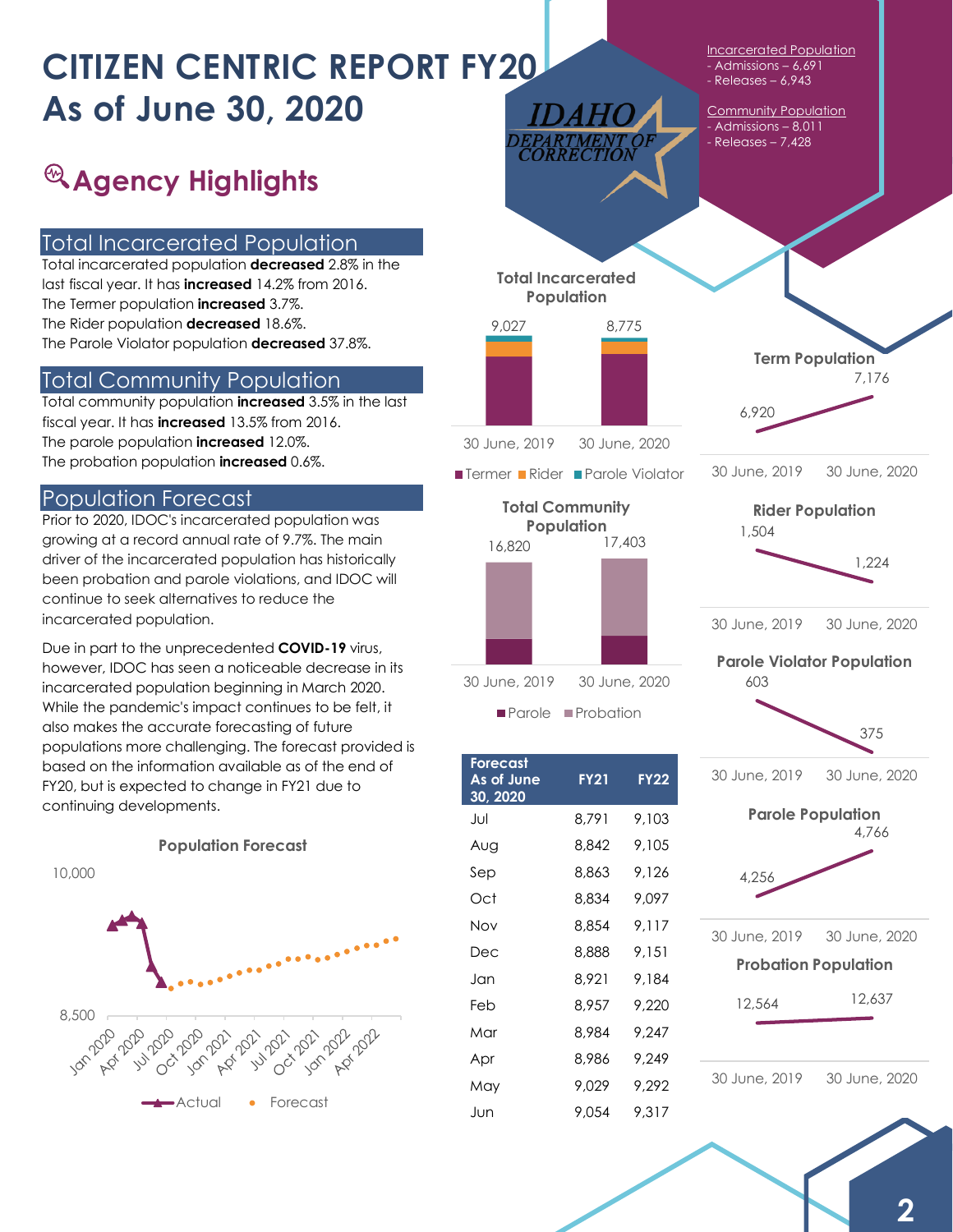# CITIZEN CENTRIC REPORT FY20
# As of June 30, 2020

## Agency Highlights

Incarcerated Population
- Admissions – 6,691
- Releases – 6,943

Community Population
- Admissions – 8,011
- Releases – 7,428

### Total Incarcerated Population

Total incarcerated population **decreased** 2.8% in the last fiscal year. It has **increased** 14.2% from 2016.
The Termer population **increased** 3.7%.
The Rider population **decreased** 18.6%.
The Parole Violator population **decreased** 37.8%.

### Total Community Population

Total community population **increased** 3.5% in the last fiscal year. It has **increased** 13.5% from 2016.
The parole population **increased** 12.0%.
The probation population **increased** 0.6%.

### Population Forecast

Prior to 2020, IDOC's incarcerated population was growing at a record annual rate of 9.7%. The main driver of the incarcerated population has historically been probation and parole violations, and IDOC will continue to seek alternatives to reduce the incarcerated population.

Due in part to the unprecedented **COVID-19** virus, however, IDOC has seen a noticeable decrease in its incarcerated population beginning in March 2020. While the pandemic's impact continues to be felt, it also makes the accurate forecasting of future populations more challenging. The forecast provided is based on the information available as of the end of FY20, but is expected to change in FY21 due to continuing developments.

**Population Forecast**

(Chart: Actual vs. Forecast, Jan 2020 – Apr 2022, range 8,500–10,000)

**Total Incarcerated Population** (Termer, Rider, Parole Violator)

| | 30 June, 2019 | 30 June, 2020 |
|---|---|---|
| Total | 9,027 | 8,775 |

**Total Community Population** (Parole, Probation)

| | 30 June, 2019 | 30 June, 2020 |
|---|---|---|
| Total | 16,820 | 17,403 |

| Forecast As of June 30, 2020 | FY21 | FY22 |
|---|---|---|
| Jul | 8,791 | 9,103 |
| Aug | 8,842 | 9,105 |
| Sep | 8,863 | 9,126 |
| Oct | 8,834 | 9,097 |
| Nov | 8,854 | 9,117 |
| Dec | 8,888 | 9,151 |
| Jan | 8,921 | 9,184 |
| Feb | 8,957 | 9,220 |
| Mar | 8,984 | 9,247 |
| Apr | 8,986 | 9,249 |
| May | 9,029 | 9,292 |
| Jun | 9,054 | 9,317 |

| Population | 30 June, 2019 | 30 June, 2020 |
|---|---|---|
| Term Population | 6,920 | 7,176 |
| Rider Population | 1,504 | 1,224 |
| Parole Violator Population | 603 | 375 |
| Parole Population | 4,256 | 4,766 |
| Probation Population | 12,564 | 12,637 |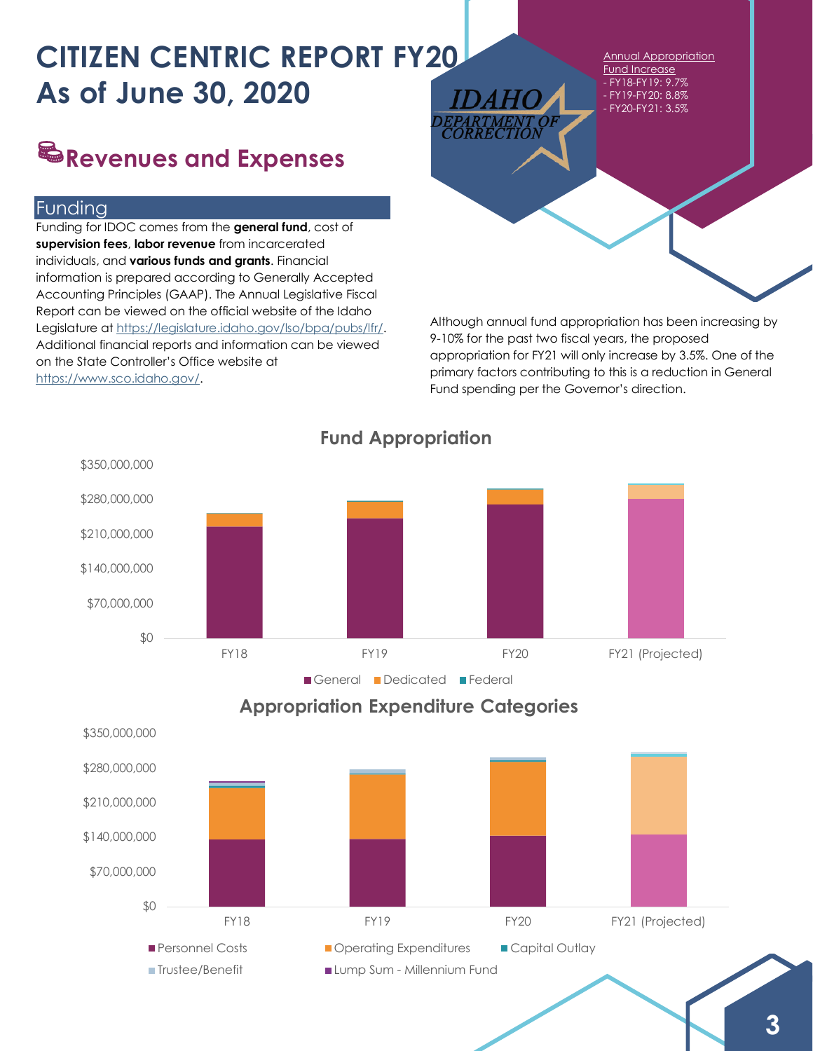# CITIZEN CENTRIC REPORT FY20
# As of June 30, 2020

## Revenues and Expenses

### Funding

Funding for IDOC comes from the **general fund**, cost of **supervision fees**, **labor revenue** from incarcerated individuals, and **various funds and grants**. Financial information is prepared according to Generally Accepted Accounting Principles (GAAP). The Annual Legislative Fiscal Report can be viewed on the official website of the Idaho Legislature at https://legislature.idaho.gov/lso/bpa/pubs/lfr/. Additional financial reports and information can be viewed on the State Controller's Office website at https://www.sco.idaho.gov/.

IDAHO DEPARTMENT OF CORRECTION

Annual Appropriation Fund Increase
- FY18-FY19: 9.7%
- FY19-FY20: 8.8%
- FY20-FY21: 3.5%

Although annual fund appropriation has been increasing by 9-10% for the past two fiscal years, the proposed appropriation for FY21 will only increase by 3.5%. One of the primary factors contributing to this is a reduction in General Fund spending per the Governor's direction.

**Fund Appropriation**

(Stacked bar chart, $0–$350,000,000, for FY18, FY19, FY20, FY21 (Projected); legend: General, Dedicated, Federal)

**Appropriation Expenditure Categories**

(Stacked bar chart, $0–$350,000,000, for FY18, FY19, FY20, FY21 (Projected); legend: Personnel Costs, Operating Expenditures, Capital Outlay, Trustee/Benefit, Lump Sum - Millennium Fund)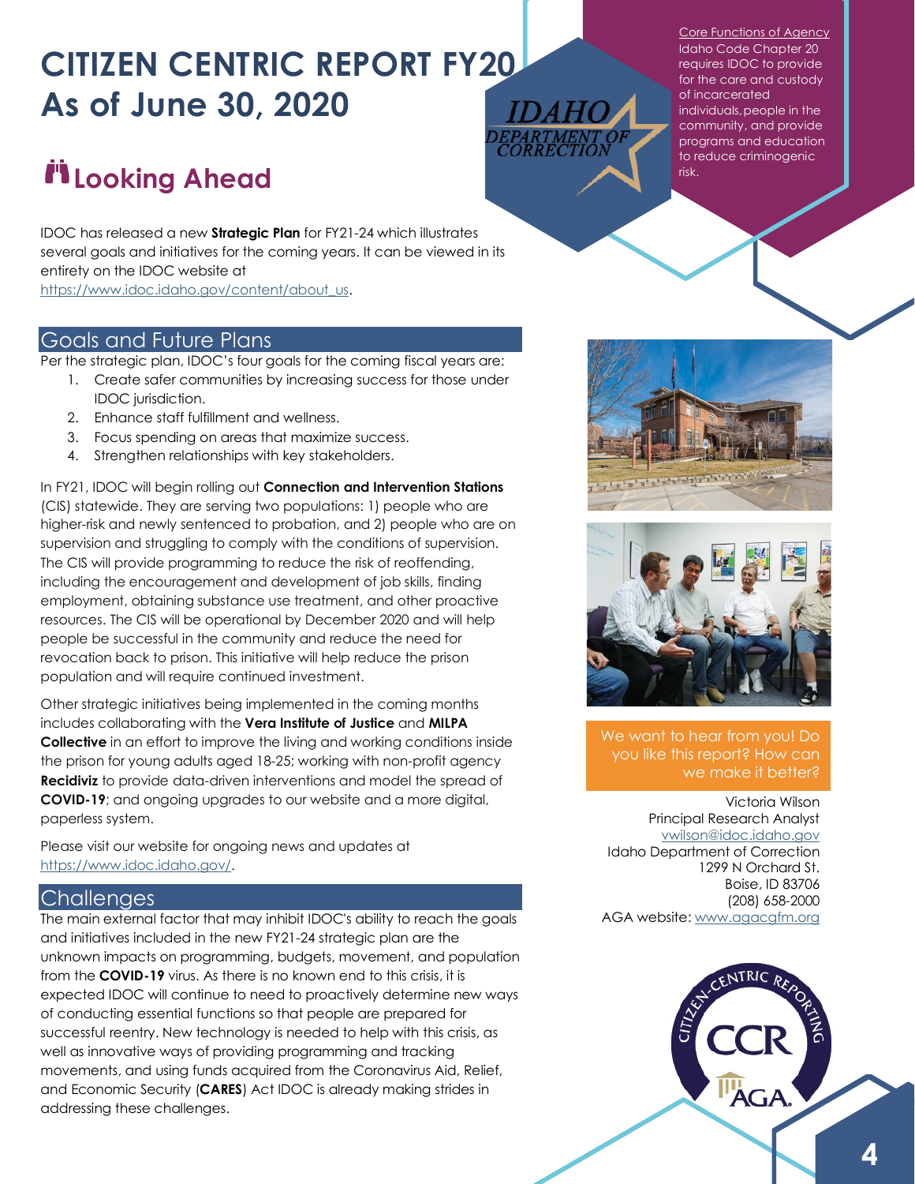# CITIZEN CENTRIC REPORT FY20
# As of June 30, 2020

Core Functions of Agency
Idaho Code Chapter 20 requires IDOC to provide for the care and custody of incarcerated individuals, people in the community, and provide programs and education to reduce criminogenic risk.

## Looking Ahead

IDOC has released a new **Strategic Plan** for FY21-24 which illustrates several goals and initiatives for the coming years. It can be viewed in its entirety on the IDOC website at https://www.idoc.idaho.gov/content/about_us.

### Goals and Future Plans

Per the strategic plan, IDOC's four goals for the coming fiscal years are:

1. Create safer communities by increasing success for those under IDOC jurisdiction.
2. Enhance staff fulfillment and wellness.
3. Focus spending on areas that maximize success.
4. Strengthen relationships with key stakeholders.

In FY21, IDOC will begin rolling out **Connection and Intervention Stations** (CIS) statewide. They are serving two populations: 1) people who are higher-risk and newly sentenced to probation, and 2) people who are on supervision and struggling to comply with the conditions of supervision. The CIS will provide programming to reduce the risk of reoffending, including the encouragement and development of job skills, finding employment, obtaining substance use treatment, and other proactive resources. The CIS will be operational by December 2020 and will help people be successful in the community and reduce the need for revocation back to prison. This initiative will help reduce the prison population and will require continued investment.

Other strategic initiatives being implemented in the coming months includes collaborating with the **Vera Institute of Justice** and **MILPA Collective** in an effort to improve the living and working conditions inside the prison for young adults aged 18-25; working with non-profit agency **Recidiviz** to provide data-driven interventions and model the spread of **COVID-19**; and ongoing upgrades to our website and a more digital, paperless system.

Please visit our website for ongoing news and updates at https://www.idoc.idaho.gov/.

### Challenges

The main external factor that may inhibit IDOC's ability to reach the goals and initiatives included in the new FY21-24 strategic plan are the unknown impacts on programming, budgets, movement, and population from the **COVID-19** virus. As there is no known end to this crisis, it is expected IDOC will continue to need to proactively determine new ways of conducting essential functions so that people are prepared for successful reentry. New technology is needed to help with this crisis, as well as innovative ways of providing programming and tracking movements, and using funds acquired from the Coronavirus Aid, Relief, and Economic Security (**CARES**) Act IDOC is already making strides in addressing these challenges.

We want to hear from you! Do you like this report? How can we make it better?

Victoria Wilson
Principal Research Analyst
vwilson@idoc.idaho.gov
Idaho Department of Correction
1299 N Orchard St.
Boise, ID 83706
(208) 658-2000
AGA website: www.agacgfm.org